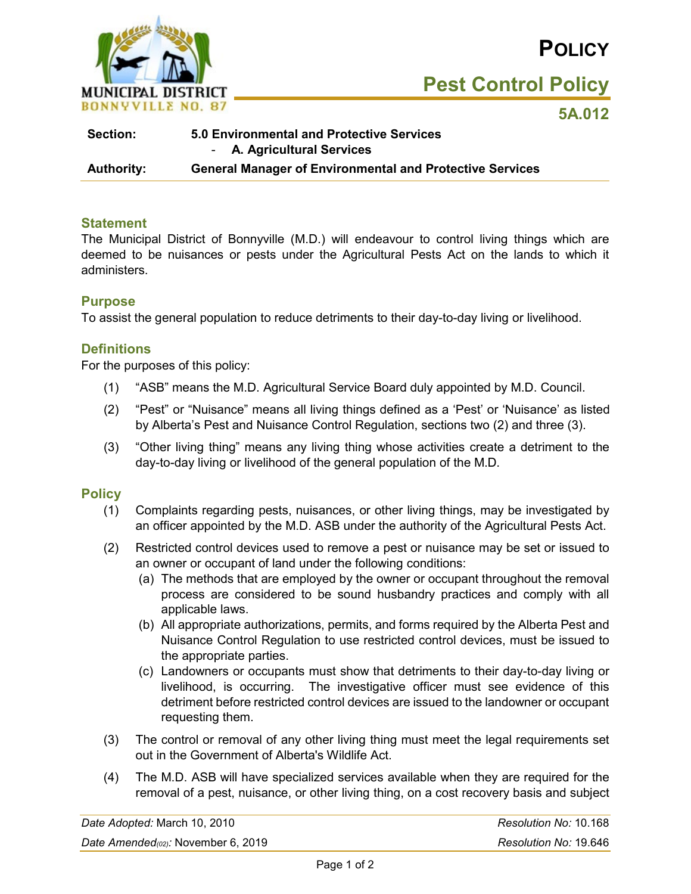# POLICY

## Pest Control Policy

**5A.012**

| | |
|---|---|
| **Section:** | **5.0 Environmental and Protective Services** |
| | - **A. Agricultural Services** |
| **Authority:** | **General Manager of Environmental and Protective Services** |

### Statement

The Municipal District of Bonnyville (M.D.) will endeavour to control living things which are deemed to be nuisances or pests under the Agricultural Pests Act on the lands to which it administers.

### Purpose

To assist the general population to reduce detriments to their day-to-day living or livelihood.

### Definitions

For the purposes of this policy:

(1) "ASB" means the M.D. Agricultural Service Board duly appointed by M.D. Council.

(2) "Pest" or "Nuisance" means all living things defined as a 'Pest' or 'Nuisance' as listed by Alberta's Pest and Nuisance Control Regulation, sections two (2) and three (3).

(3) "Other living thing" means any living thing whose activities create a detriment to the day-to-day living or livelihood of the general population of the M.D.

### Policy

(1) Complaints regarding pests, nuisances, or other living things, may be investigated by an officer appointed by the M.D. ASB under the authority of the Agricultural Pests Act.

(2) Restricted control devices used to remove a pest or nuisance may be set or issued to an owner or occupant of land under the following conditions:

(a) The methods that are employed by the owner or occupant throughout the removal process are considered to be sound husbandry practices and comply with all applicable laws.

(b) All appropriate authorizations, permits, and forms required by the Alberta Pest and Nuisance Control Regulation to use restricted control devices, must be issued to the appropriate parties.

(c) Landowners or occupants must show that detriments to their day-to-day living or livelihood, is occurring. The investigative officer must see evidence of this detriment before restricted control devices are issued to the landowner or occupant requesting them.

(3) The control or removal of any other living thing must meet the legal requirements set out in the Government of Alberta's Wildlife Act.

(4) The M.D. ASB will have specialized services available when they are required for the removal of a pest, nuisance, or other living thing, on a cost recovery basis and subject

| | |
|---|---|
| *Date Adopted:* March 10, 2010 | *Resolution No:* 10.168 |
| *Date Amended(02):* November 6, 2019 | *Resolution No:* 19.646 |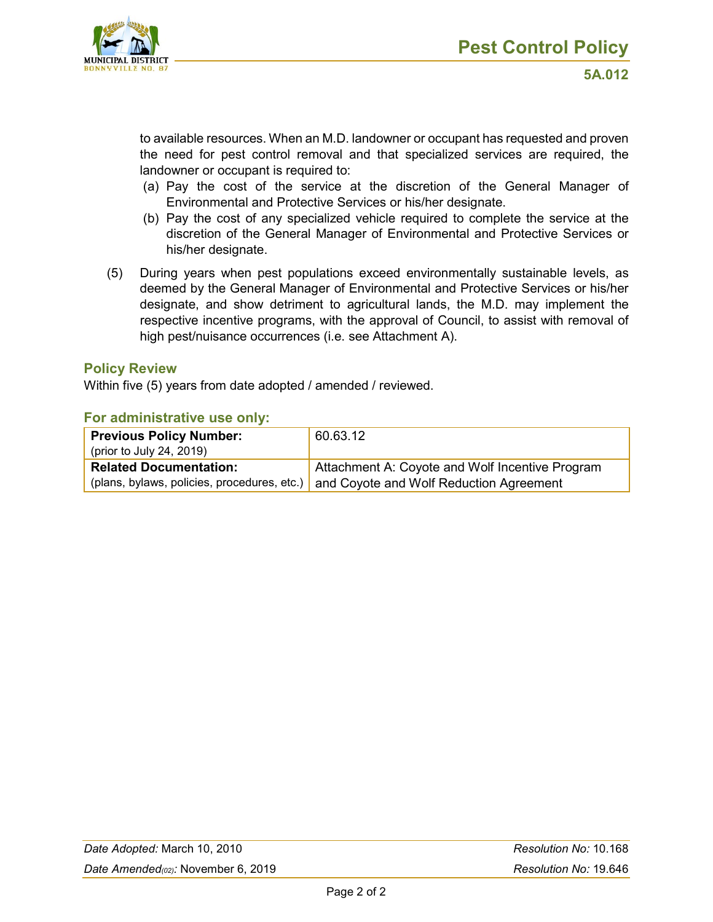to available resources. When an M.D. landowner or occupant has requested and proven the need for pest control removal and that specialized services are required, the landowner or occupant is required to:

(a) Pay the cost of the service at the discretion of the General Manager of Environmental and Protective Services or his/her designate.

(b) Pay the cost of any specialized vehicle required to complete the service at the discretion of the General Manager of Environmental and Protective Services or his/her designate.

(5) During years when pest populations exceed environmentally sustainable levels, as deemed by the General Manager of Environmental and Protective Services or his/her designate, and show detriment to agricultural lands, the M.D. may implement the respective incentive programs, with the approval of Council, to assist with removal of high pest/nuisance occurrences (i.e. see Attachment A).

## Policy Review

Within five (5) years from date adopted / amended / reviewed.

## For administrative use only:

| | |
|---|---|
| **Previous Policy Number:** (prior to July 24, 2019) | 60.63.12 |
| **Related Documentation:** (plans, bylaws, policies, procedures, etc.) | Attachment A: Coyote and Wolf Incentive Program and Coyote and Wolf Reduction Agreement |

*Date Adopted:* March 10, 2010 — *Resolution No:* 10.168

*Date Amended(02):* November 6, 2019 — *Resolution No:* 19.646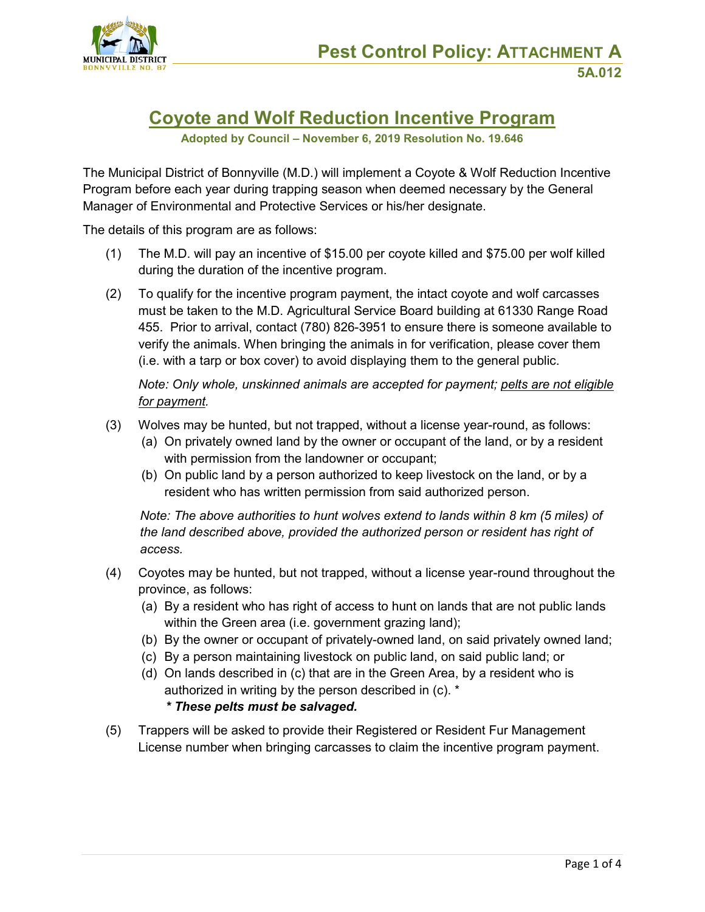## Pest Control Policy: ATTACHMENT A

**5A.012**

# Coyote and Wolf Reduction Incentive Program

**Adopted by Council – November 6, 2019 Resolution No. 19.646**

The Municipal District of Bonnyville (M.D.) will implement a Coyote & Wolf Reduction Incentive Program before each year during trapping season when deemed necessary by the General Manager of Environmental and Protective Services or his/her designate.

The details of this program are as follows:

(1) The M.D. will pay an incentive of $15.00 per coyote killed and $75.00 per wolf killed during the duration of the incentive program.

(2) To qualify for the incentive program payment, the intact coyote and wolf carcasses must be taken to the M.D. Agricultural Service Board building at 61330 Range Road 455. Prior to arrival, contact (780) 826-3951 to ensure there is someone available to verify the animals. When bringing the animals in for verification, please cover them (i.e. with a tarp or box cover) to avoid displaying them to the general public.

*Note: Only whole, unskinned animals are accepted for payment; <u>pelts are not eligible for payment</u>.*

(3) Wolves may be hunted, but not trapped, without a license year-round, as follows:
   (a) On privately owned land by the owner or occupant of the land, or by a resident with permission from the landowner or occupant;
   (b) On public land by a person authorized to keep livestock on the land, or by a resident who has written permission from said authorized person.

*Note: The above authorities to hunt wolves extend to lands within 8 km (5 miles) of the land described above, provided the authorized person or resident has right of access.*

(4) Coyotes may be hunted, but not trapped, without a license year-round throughout the province, as follows:
   (a) By a resident who has right of access to hunt on lands that are not public lands within the Green area (i.e. government grazing land);
   (b) By the owner or occupant of privately-owned land, on said privately owned land;
   (c) By a person maintaining livestock on public land, on said public land; or
   (d) On lands described in (c) that are in the Green Area, by a resident who is authorized in writing by the person described in (c). *
   ***\* These pelts must be salvaged.***

(5) Trappers will be asked to provide their Registered or Resident Fur Management License number when bringing carcasses to claim the incentive program payment.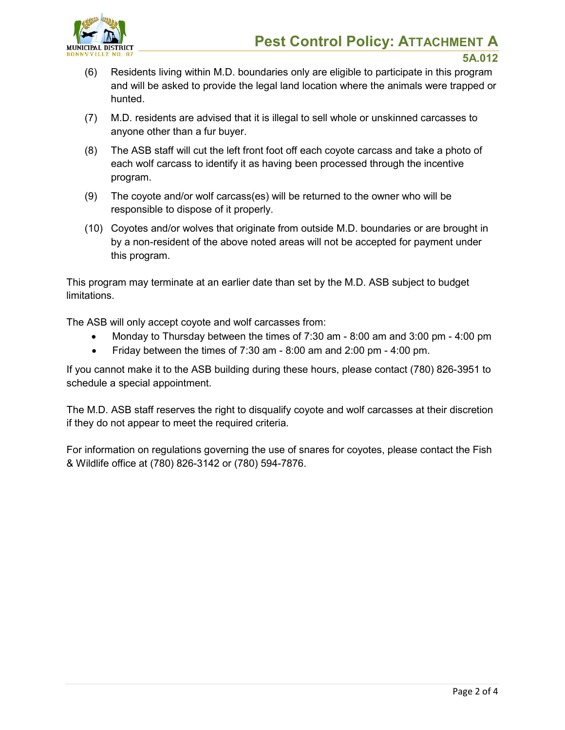(6) Residents living within M.D. boundaries only are eligible to participate in this program and will be asked to provide the legal land location where the animals were trapped or hunted.

(7) M.D. residents are advised that it is illegal to sell whole or unskinned carcasses to anyone other than a fur buyer.

(8) The ASB staff will cut the left front foot off each coyote carcass and take a photo of each wolf carcass to identify it as having been processed through the incentive program.

(9) The coyote and/or wolf carcass(es) will be returned to the owner who will be responsible to dispose of it properly.

(10) Coyotes and/or wolves that originate from outside M.D. boundaries or are brought in by a non-resident of the above noted areas will not be accepted for payment under this program.

This program may terminate at an earlier date than set by the M.D. ASB subject to budget limitations.

The ASB will only accept coyote and wolf carcasses from:

- Monday to Thursday between the times of 7:30 am - 8:00 am and 3:00 pm - 4:00 pm
- Friday between the times of 7:30 am - 8:00 am and 2:00 pm - 4:00 pm.

If you cannot make it to the ASB building during these hours, please contact (780) 826-3951 to schedule a special appointment.

The M.D. ASB staff reserves the right to disqualify coyote and wolf carcasses at their discretion if they do not appear to meet the required criteria.

For information on regulations governing the use of snares for coyotes, please contact the Fish & Wildlife office at (780) 826-3142 or (780) 594-7876.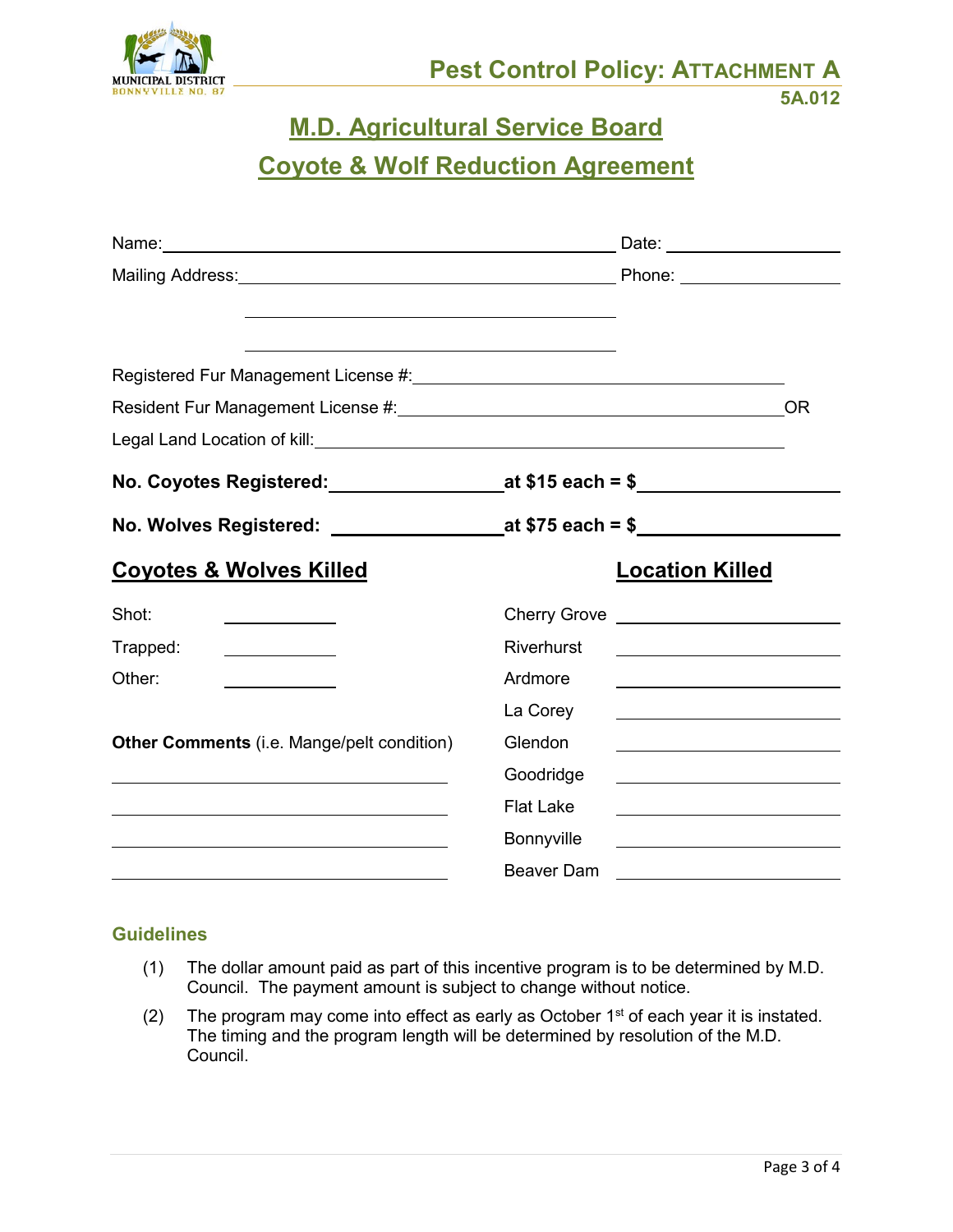Pest Control Policy: ATTACHMENT A

5A.012

# M.D. Agricultural Service Board

# Coyote & Wolf Reduction Agreement

Name: ______________________________ Date: ______________

Mailing Address: ______________________________ Phone: ______________

______________________________

______________________________

Registered Fur Management License #: ______________________________

Resident Fur Management License #: ______________________________ OR

Legal Land Location of kill: ______________________________

**No. Coyotes Registered: ____________ at $15 each = $ ____________**

**No. Wolves Registered: ____________ at $75 each = $ ____________**

| **Coyotes & Wolves Killed** | | **Location Killed** | |
|---|---|---|---|
| Shot: | ________ | Cherry Grove | ________ |
| Trapped: | ________ | Riverhurst | ________ |
| Other: | ________ | Ardmore | ________ |
| | | La Corey | ________ |
| **Other Comments** (i.e. Mange/pelt condition) | | Glendon | ________ |
| ______________________________ | | Goodridge | ________ |
| ______________________________ | | Flat Lake | ________ |
| ______________________________ | | Bonnyville | ________ |
| ______________________________ | | Beaver Dam | ________ |

### Guidelines

(1) The dollar amount paid as part of this incentive program is to be determined by M.D. Council. The payment amount is subject to change without notice.

(2) The program may come into effect as early as October 1st of each year it is instated. The timing and the program length will be determined by resolution of the M.D. Council.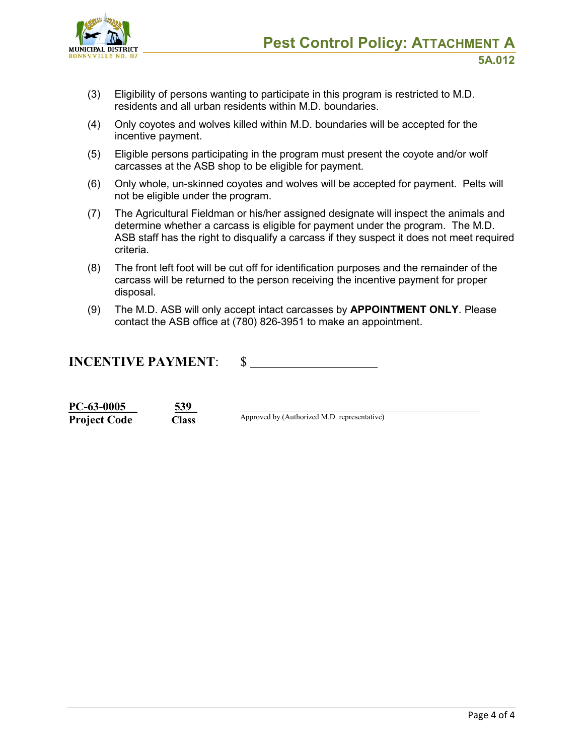(3) Eligibility of persons wanting to participate in this program is restricted to M.D. residents and all urban residents within M.D. boundaries.

(4) Only coyotes and wolves killed within M.D. boundaries will be accepted for the incentive payment.

(5) Eligible persons participating in the program must present the coyote and/or wolf carcasses at the ASB shop to be eligible for payment.

(6) Only whole, un-skinned coyotes and wolves will be accepted for payment. Pelts will not be eligible under the program.

(7) The Agricultural Fieldman or his/her assigned designate will inspect the animals and determine whether a carcass is eligible for payment under the program. The M.D. ASB staff has the right to disqualify a carcass if they suspect it does not meet required criteria.

(8) The front left foot will be cut off for identification purposes and the remainder of the carcass will be returned to the person receiving the incentive payment for proper disposal.

(9) The M.D. ASB will only accept intact carcasses by **APPOINTMENT ONLY**. Please contact the ASB office at (780) 826-3951 to make an appointment.

**INCENTIVE PAYMENT**: $ ____________________

**PC-63-0005**
**Project Code**

**539**
**Class**

______________________________________
Approved by (Authorized M.D. representative)